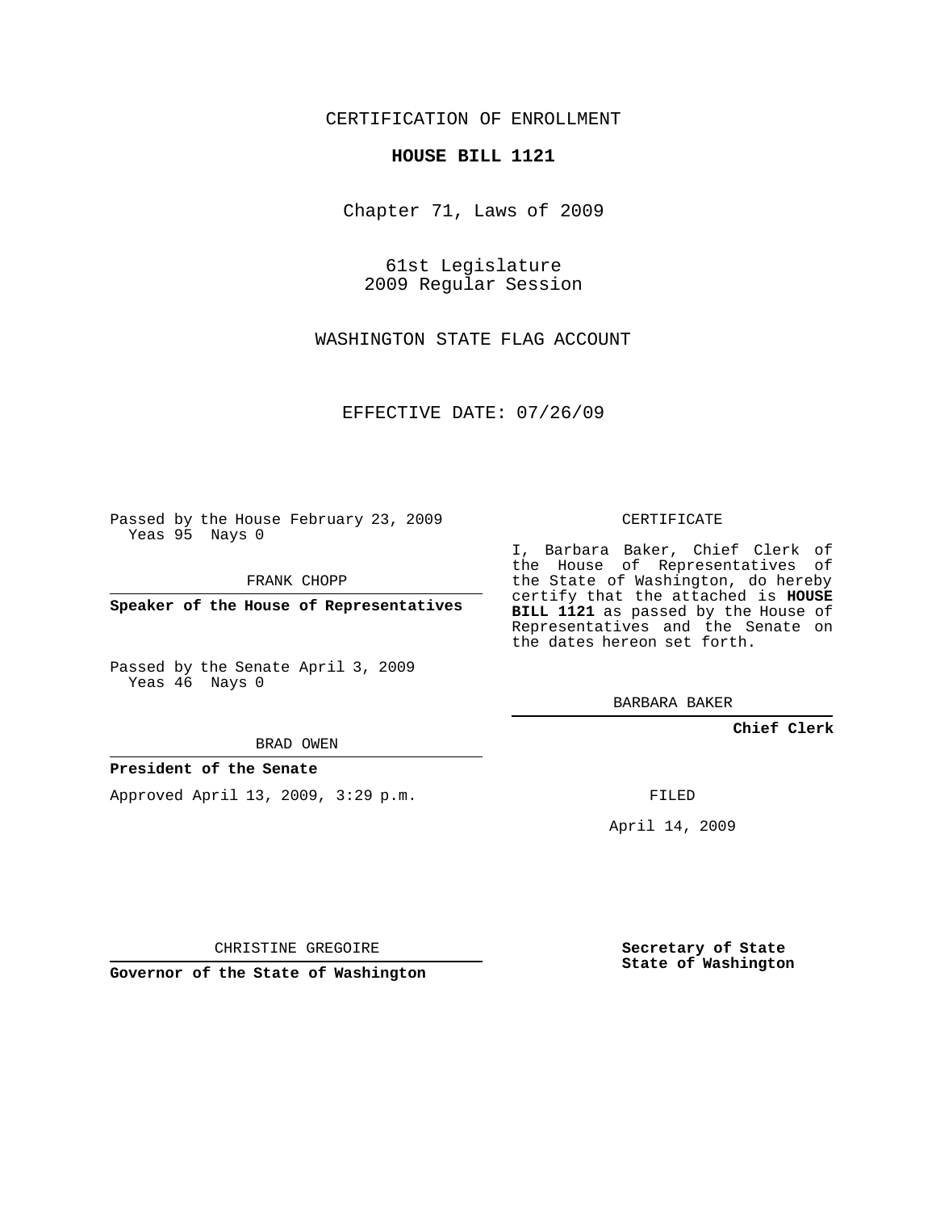CERTIFICATION OF ENROLLMENT

**HOUSE BILL 1121**

Chapter 71, Laws of 2009

61st Legislature
2009 Regular Session

WASHINGTON STATE FLAG ACCOUNT

EFFECTIVE DATE: 07/26/09

Passed by the House February 23, 2009
Yeas 95 Nays 0

FRANK CHOPP

**Speaker of the House of Representatives**

Passed by the Senate April 3, 2009
Yeas 46 Nays 0

BRAD OWEN

**President of the Senate**

Approved April 13, 2009, 3:29 p.m.

CHRISTINE GREGOIRE

**Governor of the State of Washington**

CERTIFICATE

I, Barbara Baker, Chief Clerk of the House of Representatives of the State of Washington, do hereby certify that the attached is **HOUSE BILL 1121** as passed by the House of Representatives and the Senate on the dates hereon set forth.

BARBARA BAKER

**Chief Clerk**

FILED

April 14, 2009

**Secretary of State**
**State of Washington**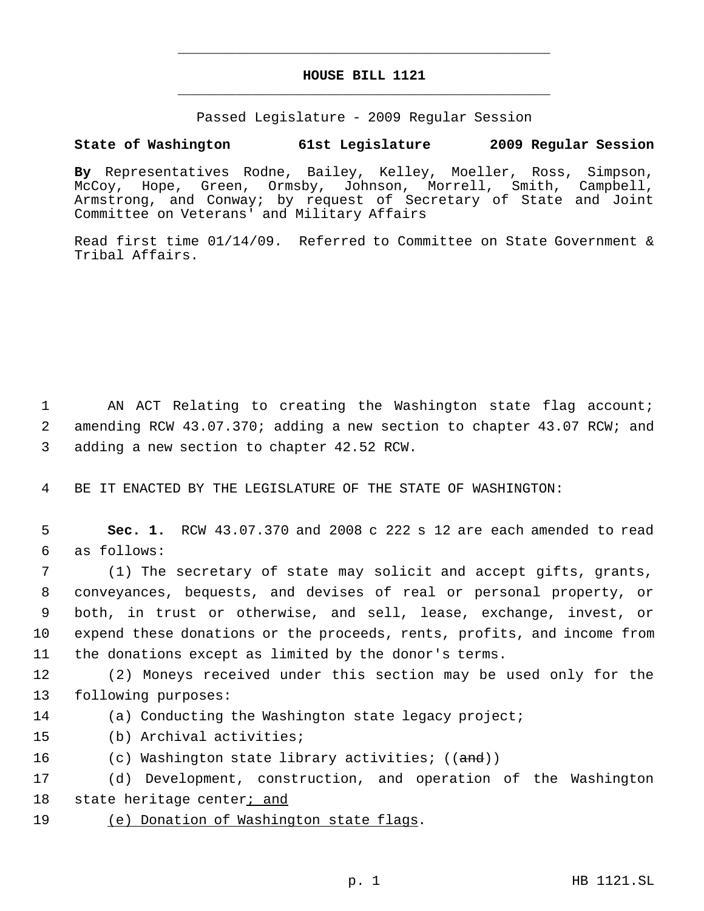# HOUSE BILL 1121

Passed Legislature - 2009 Regular Session

**State of Washington 61st Legislature 2009 Regular Session**

**By** Representatives Rodne, Bailey, Kelley, Moeller, Ross, Simpson, McCoy, Hope, Green, Ormsby, Johnson, Morrell, Smith, Campbell, Armstrong, and Conway; by request of Secretary of State and Joint Committee on Veterans' and Military Affairs

Read first time 01/14/09. Referred to Committee on State Government & Tribal Affairs.

1 AN ACT Relating to creating the Washington state flag account;
2 amending RCW 43.07.370; adding a new section to chapter 43.07 RCW; and
3 adding a new section to chapter 42.52 RCW.

4 BE IT ENACTED BY THE LEGISLATURE OF THE STATE OF WASHINGTON:

5 **Sec. 1.** RCW 43.07.370 and 2008 c 222 s 12 are each amended to read
6 as follows:

7 (1) The secretary of state may solicit and accept gifts, grants,
8 conveyances, bequests, and devises of real or personal property, or
9 both, in trust or otherwise, and sell, lease, exchange, invest, or
10 expend these donations or the proceeds, rents, profits, and income from
11 the donations except as limited by the donor's terms.

12 (2) Moneys received under this section may be used only for the
13 following purposes:

14 (a) Conducting the Washington state legacy project;

15 (b) Archival activities;

16 (c) Washington state library activities; ((~~and~~))

17 (d) Development, construction, and operation of the Washington
18 state heritage center<u>; and</u>

19 <u>(e) Donation of Washington state flags</u>.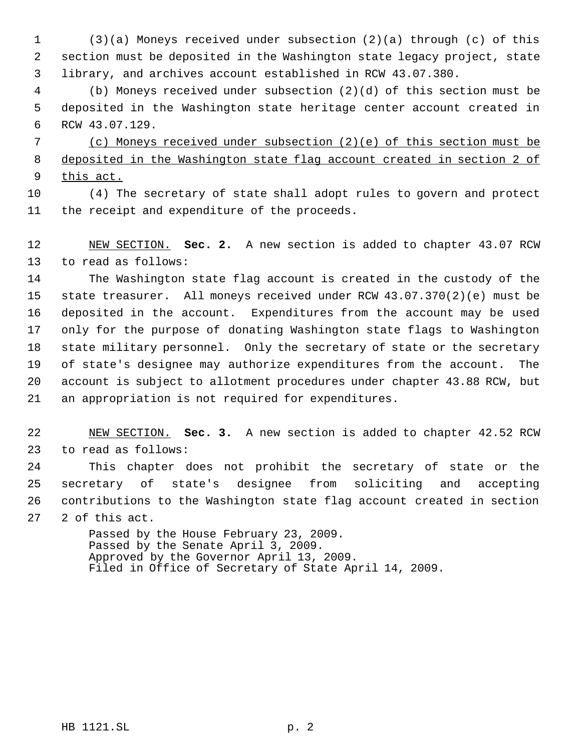(3)(a) Moneys received under subsection (2)(a) through (c) of this section must be deposited in the Washington state legacy project, state library, and archives account established in RCW 43.07.380.

(b) Moneys received under subsection (2)(d) of this section must be deposited in the Washington state heritage center account created in RCW 43.07.129.

<u>(c) Moneys received under subsection (2)(e) of this section must be deposited in the Washington state flag account created in section 2 of this act.</u>

(4) The secretary of state shall adopt rules to govern and protect the receipt and expenditure of the proceeds.

<u>NEW SECTION.</u> **Sec. 2.** A new section is added to chapter 43.07 RCW to read as follows:

The Washington state flag account is created in the custody of the state treasurer. All moneys received under RCW 43.07.370(2)(e) must be deposited in the account. Expenditures from the account may be used only for the purpose of donating Washington state flags to Washington state military personnel. Only the secretary of state or the secretary of state's designee may authorize expenditures from the account. The account is subject to allotment procedures under chapter 43.88 RCW, but an appropriation is not required for expenditures.

<u>NEW SECTION.</u> **Sec. 3.** A new section is added to chapter 42.52 RCW to read as follows:

This chapter does not prohibit the secretary of state or the secretary of state's designee from soliciting and accepting contributions to the Washington state flag account created in section 2 of this act.

Passed by the House February 23, 2009.
Passed by the Senate April 3, 2009.
Approved by the Governor April 13, 2009.
Filed in Office of Secretary of State April 14, 2009.